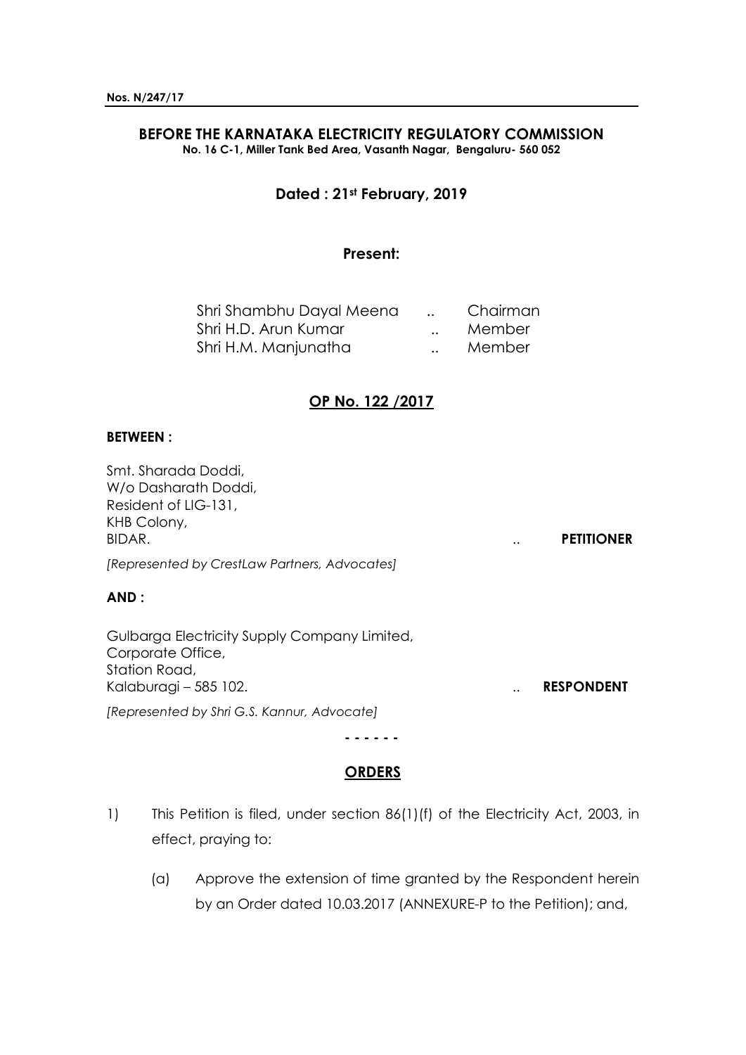**Nos. N/247/17**

**BEFORE THE KARNATAKA ELECTRICITY REGULATORY COMMISSION**
**No. 16 C-1, Miller Tank Bed Area, Vasanth Nagar, Bengaluru- 560 052**

**Dated : 21st February, 2019**

**Present:**

| | | |
|---|---|---|
| Shri Shambhu Dayal Meena | .. | Chairman |
| Shri H.D. Arun Kumar | .. | Member |
| Shri H.M. Manjunatha | .. | Member |

**OP No. 122 /2017**

**BETWEEN :**

Smt. Sharada Doddi,
W/o Dasharath Doddi,
Resident of LIG-131,
KHB Colony,
BIDAR. .. **PETITIONER**

*[Represented by CrestLaw Partners, Advocates]*

**AND :**

Gulbarga Electricity Supply Company Limited,
Corporate Office,
Station Road,
Kalaburagi – 585 102. .. **RESPONDENT**

*[Represented by Shri G.S. Kannur, Advocate]*

\- - - - - -

**ORDERS**

1) This Petition is filed, under section 86(1)(f) of the Electricity Act, 2003, in effect, praying to:

   (a) Approve the extension of time granted by the Respondent herein by an Order dated 10.03.2017 (ANNEXURE-P to the Petition); and,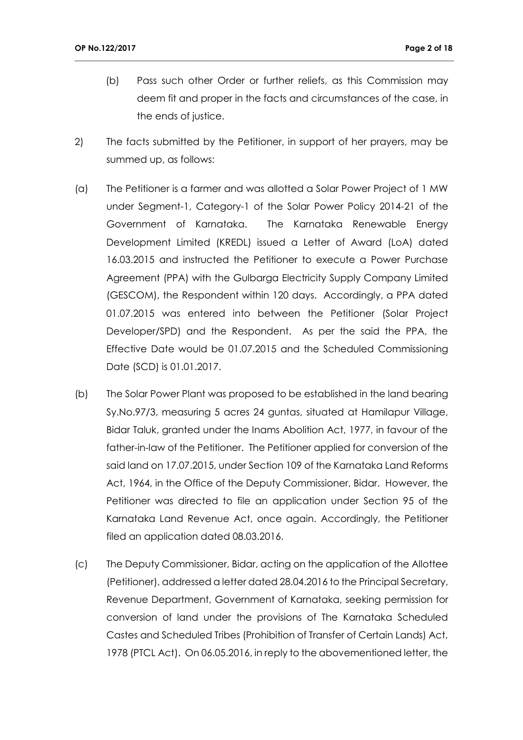(b) Pass such other Order or further reliefs, as this Commission may deem fit and proper in the facts and circumstances of the case, in the ends of justice.

2) The facts submitted by the Petitioner, in support of her prayers, may be summed up, as follows:

(a) The Petitioner is a farmer and was allotted a Solar Power Project of 1 MW under Segment-1, Category-1 of the Solar Power Policy 2014-21 of the Government of Karnataka. The Karnataka Renewable Energy Development Limited (KREDL) issued a Letter of Award (LoA) dated 16.03.2015 and instructed the Petitioner to execute a Power Purchase Agreement (PPA) with the Gulbarga Electricity Supply Company Limited (GESCOM), the Respondent within 120 days. Accordingly, a PPA dated 01.07.2015 was entered into between the Petitioner (Solar Project Developer/SPD) and the Respondent. As per the said the PPA, the Effective Date would be 01.07.2015 and the Scheduled Commissioning Date (SCD) is 01.01.2017.

(b) The Solar Power Plant was proposed to be established in the land bearing Sy.No.97/3, measuring 5 acres 24 guntas, situated at Hamilapur Village, Bidar Taluk, granted under the Inams Abolition Act, 1977, in favour of the father-in-law of the Petitioner. The Petitioner applied for conversion of the said land on 17.07.2015, under Section 109 of the Karnataka Land Reforms Act, 1964, in the Office of the Deputy Commissioner, Bidar. However, the Petitioner was directed to file an application under Section 95 of the Karnataka Land Revenue Act, once again. Accordingly, the Petitioner filed an application dated 08.03.2016.

(c) The Deputy Commissioner, Bidar, acting on the application of the Allottee (Petitioner), addressed a letter dated 28.04.2016 to the Principal Secretary, Revenue Department, Government of Karnataka, seeking permission for conversion of land under the provisions of The Karnataka Scheduled Castes and Scheduled Tribes (Prohibition of Transfer of Certain Lands) Act, 1978 (PTCL Act). On 06.05.2016, in reply to the abovementioned letter, the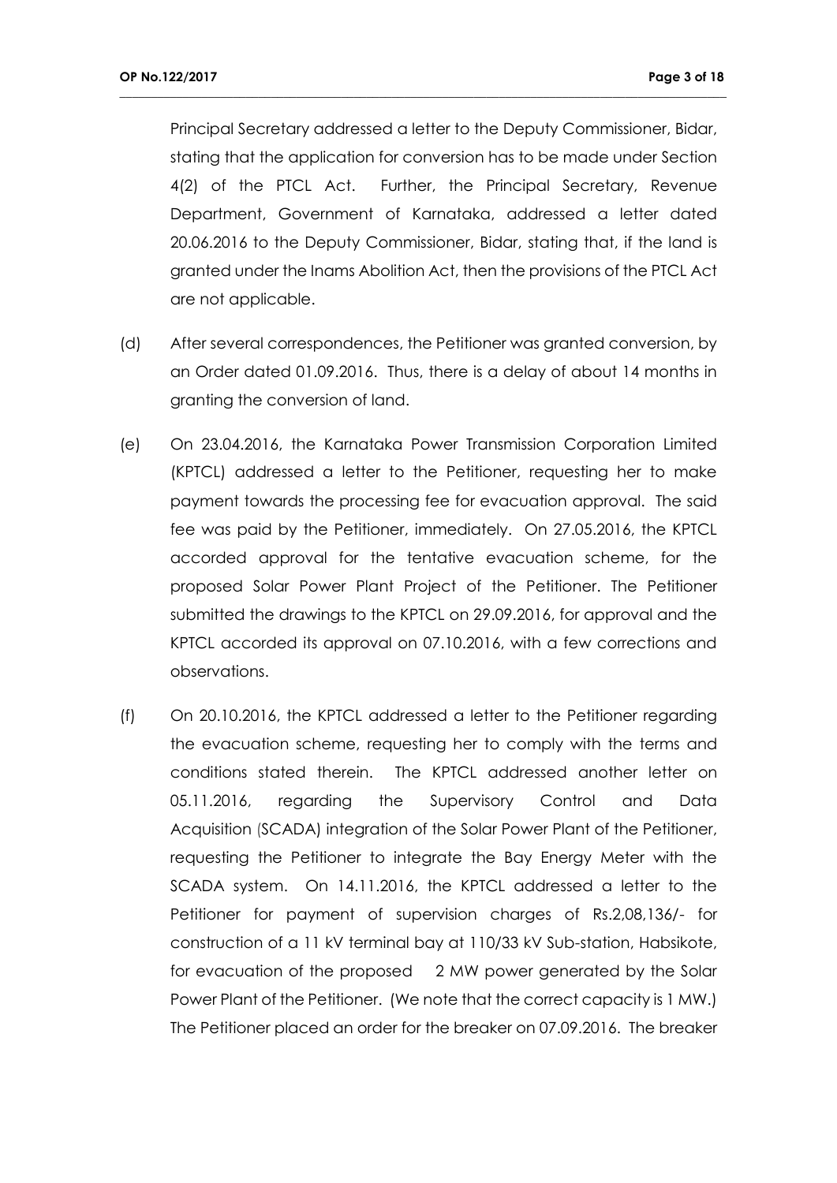Principal Secretary addressed a letter to the Deputy Commissioner, Bidar, stating that the application for conversion has to be made under Section 4(2) of the PTCL Act. Further, the Principal Secretary, Revenue Department, Government of Karnataka, addressed a letter dated 20.06.2016 to the Deputy Commissioner, Bidar, stating that, if the land is granted under the Inams Abolition Act, then the provisions of the PTCL Act are not applicable.

(d) After several correspondences, the Petitioner was granted conversion, by an Order dated 01.09.2016. Thus, there is a delay of about 14 months in granting the conversion of land.

(e) On 23.04.2016, the Karnataka Power Transmission Corporation Limited (KPTCL) addressed a letter to the Petitioner, requesting her to make payment towards the processing fee for evacuation approval. The said fee was paid by the Petitioner, immediately. On 27.05.2016, the KPTCL accorded approval for the tentative evacuation scheme, for the proposed Solar Power Plant Project of the Petitioner. The Petitioner submitted the drawings to the KPTCL on 29.09.2016, for approval and the KPTCL accorded its approval on 07.10.2016, with a few corrections and observations.

(f) On 20.10.2016, the KPTCL addressed a letter to the Petitioner regarding the evacuation scheme, requesting her to comply with the terms and conditions stated therein. The KPTCL addressed another letter on 05.11.2016, regarding the Supervisory Control and Data Acquisition (SCADA) integration of the Solar Power Plant of the Petitioner, requesting the Petitioner to integrate the Bay Energy Meter with the SCADA system. On 14.11.2016, the KPTCL addressed a letter to the Petitioner for payment of supervision charges of Rs.2,08,136/- for construction of a 11 kV terminal bay at 110/33 kV Sub-station, Habsikote, for evacuation of the proposed 2 MW power generated by the Solar Power Plant of the Petitioner. (We note that the correct capacity is 1 MW.) The Petitioner placed an order for the breaker on 07.09.2016. The breaker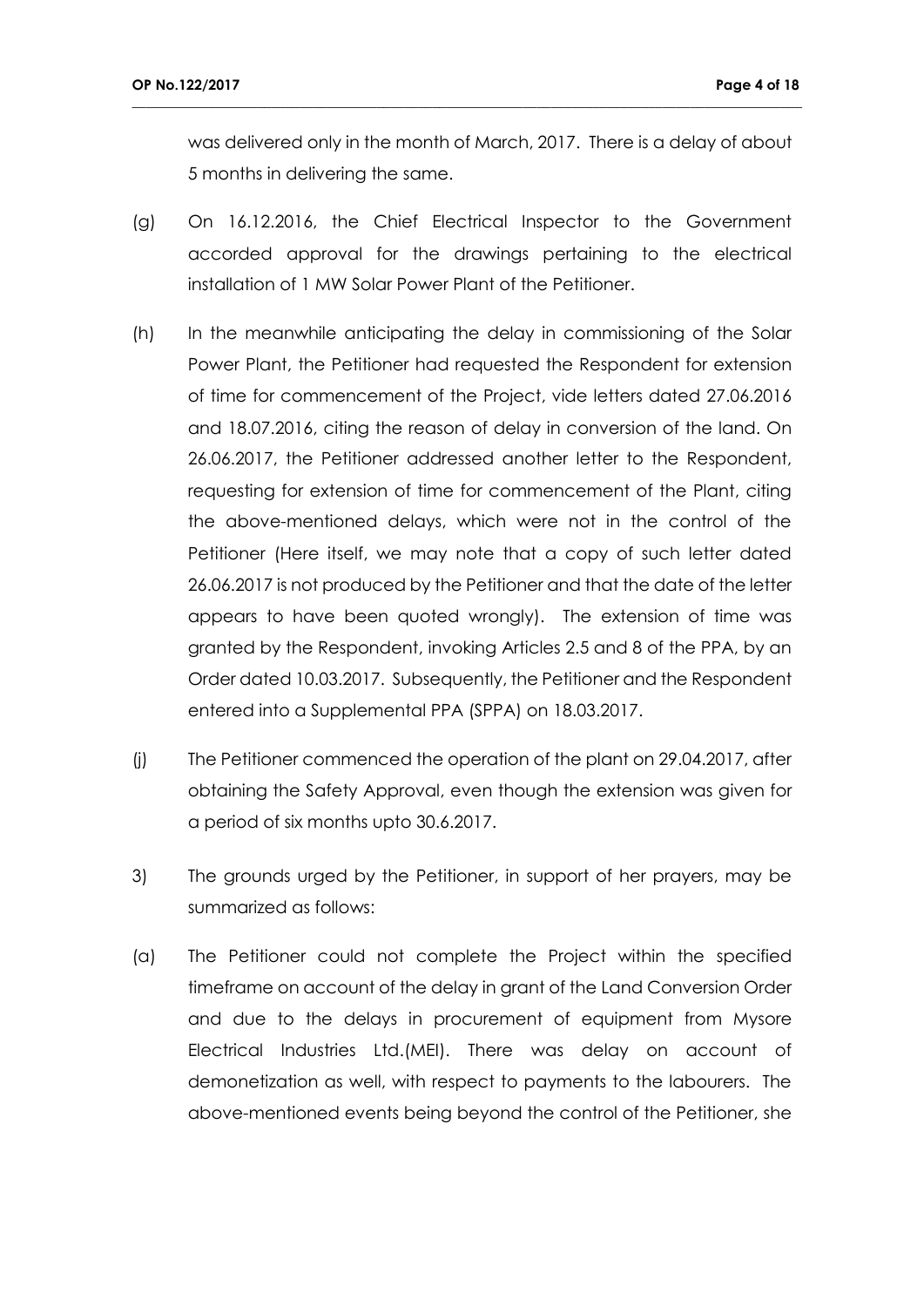was delivered only in the month of March, 2017. There is a delay of about 5 months in delivering the same.

(g) On 16.12.2016, the Chief Electrical Inspector to the Government accorded approval for the drawings pertaining to the electrical installation of 1 MW Solar Power Plant of the Petitioner.

(h) In the meanwhile anticipating the delay in commissioning of the Solar Power Plant, the Petitioner had requested the Respondent for extension of time for commencement of the Project, vide letters dated 27.06.2016 and 18.07.2016, citing the reason of delay in conversion of the land. On 26.06.2017, the Petitioner addressed another letter to the Respondent, requesting for extension of time for commencement of the Plant, citing the above-mentioned delays, which were not in the control of the Petitioner (Here itself, we may note that a copy of such letter dated 26.06.2017 is not produced by the Petitioner and that the date of the letter appears to have been quoted wrongly). The extension of time was granted by the Respondent, invoking Articles 2.5 and 8 of the PPA, by an Order dated 10.03.2017. Subsequently, the Petitioner and the Respondent entered into a Supplemental PPA (SPPA) on 18.03.2017.

(j) The Petitioner commenced the operation of the plant on 29.04.2017, after obtaining the Safety Approval, even though the extension was given for a period of six months upto 30.6.2017.

3) The grounds urged by the Petitioner, in support of her prayers, may be summarized as follows:

(a) The Petitioner could not complete the Project within the specified timeframe on account of the delay in grant of the Land Conversion Order and due to the delays in procurement of equipment from Mysore Electrical Industries Ltd.(MEI). There was delay on account of demonetization as well, with respect to payments to the labourers. The above-mentioned events being beyond the control of the Petitioner, she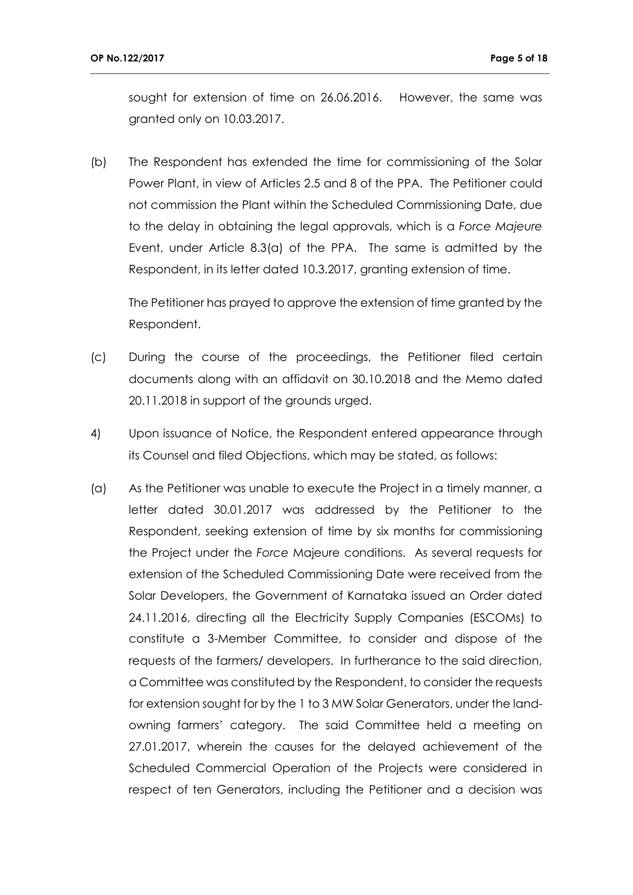sought for extension of time on 26.06.2016. However, the same was granted only on 10.03.2017.

(b) The Respondent has extended the time for commissioning of the Solar Power Plant, in view of Articles 2.5 and 8 of the PPA. The Petitioner could not commission the Plant within the Scheduled Commissioning Date, due to the delay in obtaining the legal approvals, which is a *Force Majeure* Event, under Article 8.3(a) of the PPA. The same is admitted by the Respondent, in its letter dated 10.3.2017, granting extension of time.

The Petitioner has prayed to approve the extension of time granted by the Respondent.

(c) During the course of the proceedings, the Petitioner filed certain documents along with an affidavit on 30.10.2018 and the Memo dated 20.11.2018 in support of the grounds urged.

4) Upon issuance of Notice, the Respondent entered appearance through its Counsel and filed Objections, which may be stated, as follows:

(a) As the Petitioner was unable to execute the Project in a timely manner, a letter dated 30.01.2017 was addressed by the Petitioner to the Respondent, seeking extension of time by six months for commissioning the Project under the *Force* Majeure conditions. As several requests for extension of the Scheduled Commissioning Date were received from the Solar Developers, the Government of Karnataka issued an Order dated 24.11.2016, directing all the Electricity Supply Companies (ESCOMs) to constitute a 3-Member Committee, to consider and dispose of the requests of the farmers/ developers. In furtherance to the said direction, a Committee was constituted by the Respondent, to consider the requests for extension sought for by the 1 to 3 MW Solar Generators, under the land-owning farmers' category. The said Committee held a meeting on 27.01.2017, wherein the causes for the delayed achievement of the Scheduled Commercial Operation of the Projects were considered in respect of ten Generators, including the Petitioner and a decision was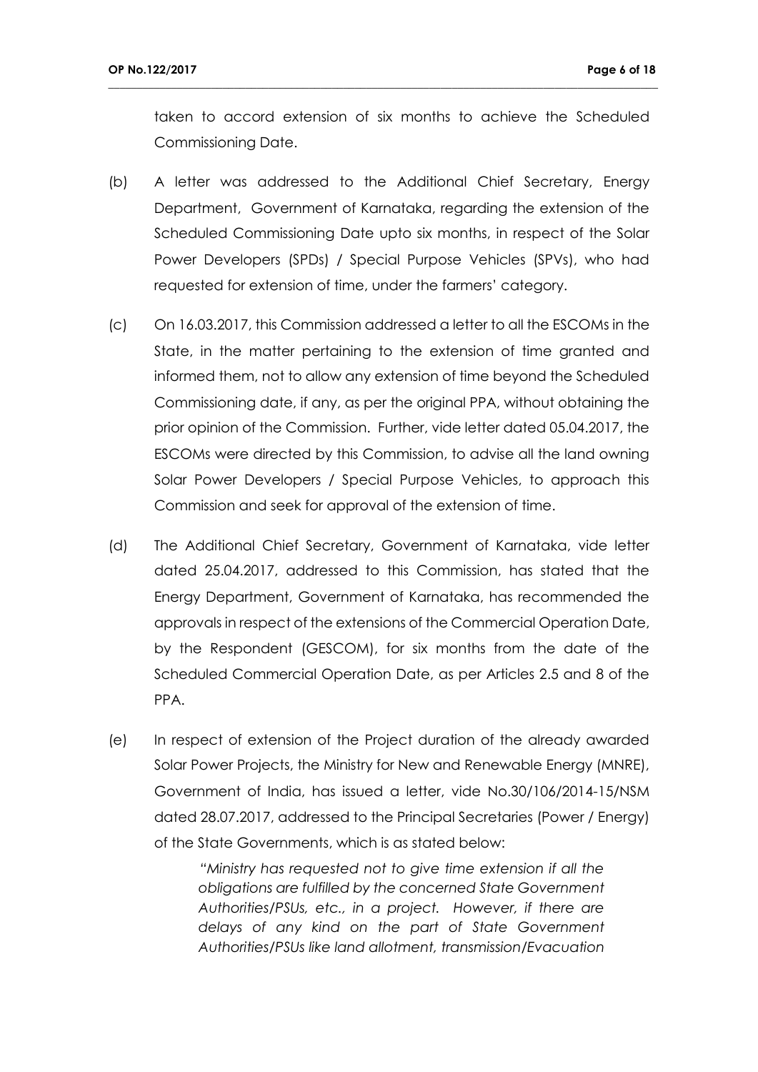taken to accord extension of six months to achieve the Scheduled Commissioning Date.

(b) A letter was addressed to the Additional Chief Secretary, Energy Department, Government of Karnataka, regarding the extension of the Scheduled Commissioning Date upto six months, in respect of the Solar Power Developers (SPDs) / Special Purpose Vehicles (SPVs), who had requested for extension of time, under the farmers' category.

(c) On 16.03.2017, this Commission addressed a letter to all the ESCOMs in the State, in the matter pertaining to the extension of time granted and informed them, not to allow any extension of time beyond the Scheduled Commissioning date, if any, as per the original PPA, without obtaining the prior opinion of the Commission. Further, vide letter dated 05.04.2017, the ESCOMs were directed by this Commission, to advise all the land owning Solar Power Developers / Special Purpose Vehicles, to approach this Commission and seek for approval of the extension of time.

(d) The Additional Chief Secretary, Government of Karnataka, vide letter dated 25.04.2017, addressed to this Commission, has stated that the Energy Department, Government of Karnataka, has recommended the approvals in respect of the extensions of the Commercial Operation Date, by the Respondent (GESCOM), for six months from the date of the Scheduled Commercial Operation Date, as per Articles 2.5 and 8 of the PPA.

(e) In respect of extension of the Project duration of the already awarded Solar Power Projects, the Ministry for New and Renewable Energy (MNRE), Government of India, has issued a letter, vide No.30/106/2014-15/NSM dated 28.07.2017, addressed to the Principal Secretaries (Power / Energy) of the State Governments, which is as stated below:

> *"Ministry has requested not to give time extension if all the obligations are fulfilled by the concerned State Government Authorities/PSUs, etc., in a project. However, if there are delays of any kind on the part of State Government Authorities/PSUs like land allotment, transmission/Evacuation*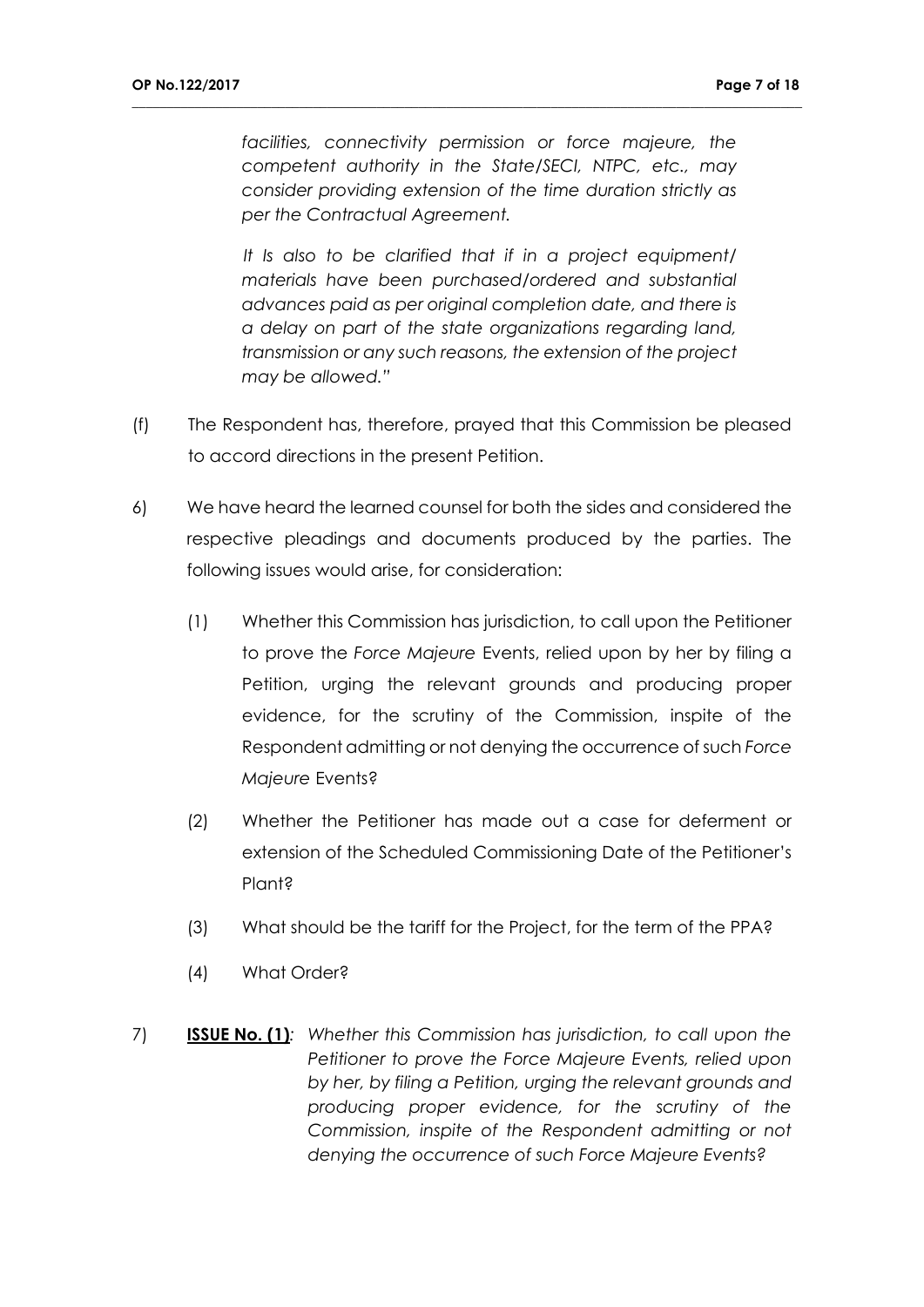*facilities, connectivity permission or force majeure, the competent authority in the State/SECI, NTPC, etc., may consider providing extension of the time duration strictly as per the Contractual Agreement.*

*It Is also to be clarified that if in a project equipment/ materials have been purchased/ordered and substantial advances paid as per original completion date, and there is a delay on part of the state organizations regarding land, transmission or any such reasons, the extension of the project may be allowed."*

(f) The Respondent has, therefore, prayed that this Commission be pleased to accord directions in the present Petition.

6) We have heard the learned counsel for both the sides and considered the respective pleadings and documents produced by the parties. The following issues would arise, for consideration:

(1) Whether this Commission has jurisdiction, to call upon the Petitioner to prove the *Force Majeure* Events, relied upon by her by filing a Petition, urging the relevant grounds and producing proper evidence, for the scrutiny of the Commission, inspite of the Respondent admitting or not denying the occurrence of such *Force Majeure* Events?

(2) Whether the Petitioner has made out a case for deferment or extension of the Scheduled Commissioning Date of the Petitioner's Plant?

(3) What should be the tariff for the Project, for the term of the PPA?

(4) What Order?

7) **<u>ISSUE No. (1)</u>***: Whether this Commission has jurisdiction, to call upon the Petitioner to prove the Force Majeure Events, relied upon by her, by filing a Petition, urging the relevant grounds and producing proper evidence, for the scrutiny of the Commission, inspite of the Respondent admitting or not denying the occurrence of such Force Majeure Events?*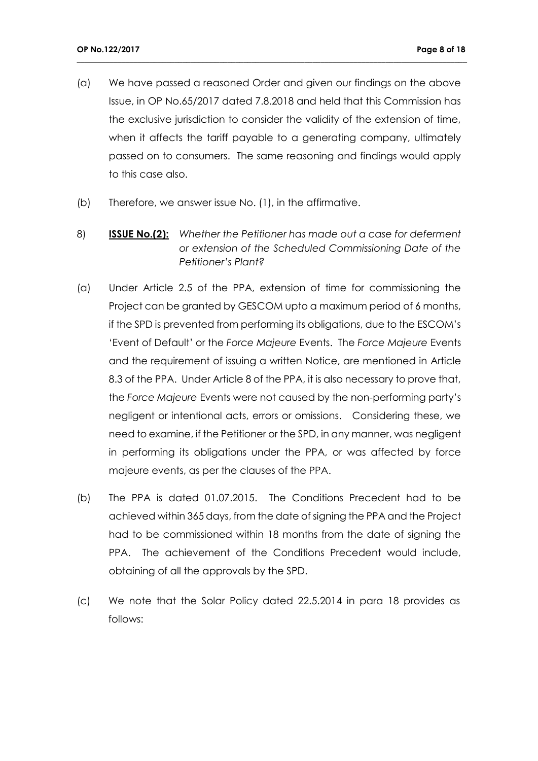(a) We have passed a reasoned Order and given our findings on the above Issue, in OP No.65/2017 dated 7.8.2018 and held that this Commission has the exclusive jurisdiction to consider the validity of the extension of time, when it affects the tariff payable to a generating company, ultimately passed on to consumers. The same reasoning and findings would apply to this case also.

(b) Therefore, we answer issue No. (1), in the affirmative.

8) **ISSUE No.(2):** *Whether the Petitioner has made out a case for deferment or extension of the Scheduled Commissioning Date of the Petitioner's Plant?*

(a) Under Article 2.5 of the PPA, extension of time for commissioning the Project can be granted by GESCOM upto a maximum period of 6 months, if the SPD is prevented from performing its obligations, due to the ESCOM's 'Event of Default' or the *Force Majeure* Events. The *Force Majeure* Events and the requirement of issuing a written Notice, are mentioned in Article 8.3 of the PPA. Under Article 8 of the PPA, it is also necessary to prove that, the *Force Majeure* Events were not caused by the non-performing party's negligent or intentional acts, errors or omissions. Considering these, we need to examine, if the Petitioner or the SPD, in any manner, was negligent in performing its obligations under the PPA, or was affected by force majeure events, as per the clauses of the PPA.

(b) The PPA is dated 01.07.2015. The Conditions Precedent had to be achieved within 365 days, from the date of signing the PPA and the Project had to be commissioned within 18 months from the date of signing the PPA. The achievement of the Conditions Precedent would include, obtaining of all the approvals by the SPD.

(c) We note that the Solar Policy dated 22.5.2014 in para 18 provides as follows: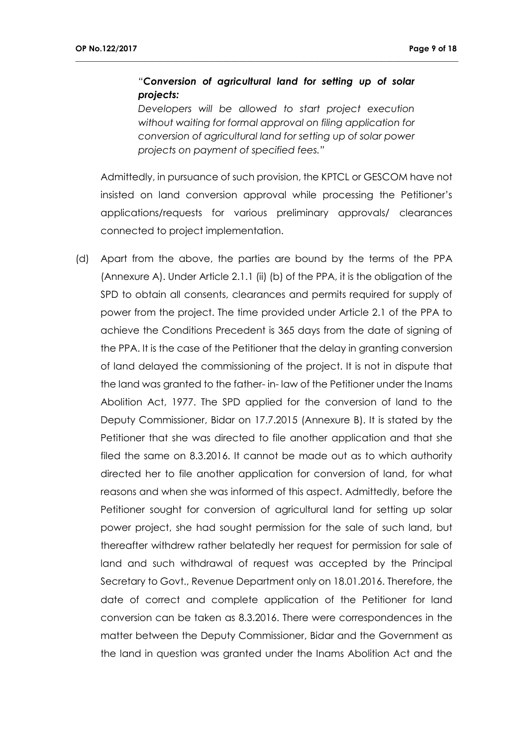> "***Conversion of agricultural land for setting up of solar projects:***
> *Developers will be allowed to start project execution without waiting for formal approval on filing application for conversion of agricultural land for setting up of solar power projects on payment of specified fees.*"

Admittedly, in pursuance of such provision, the KPTCL or GESCOM have not insisted on land conversion approval while processing the Petitioner's applications/requests for various preliminary approvals/ clearances connected to project implementation.

(d) Apart from the above, the parties are bound by the terms of the PPA (Annexure A). Under Article 2.1.1 (ii) (b) of the PPA, it is the obligation of the SPD to obtain all consents, clearances and permits required for supply of power from the project. The time provided under Article 2.1 of the PPA to achieve the Conditions Precedent is 365 days from the date of signing of the PPA. It is the case of the Petitioner that the delay in granting conversion of land delayed the commissioning of the project. It is not in dispute that the land was granted to the father- in- law of the Petitioner under the Inams Abolition Act, 1977. The SPD applied for the conversion of land to the Deputy Commissioner, Bidar on 17.7.2015 (Annexure B). It is stated by the Petitioner that she was directed to file another application and that she filed the same on 8.3.2016. It cannot be made out as to which authority directed her to file another application for conversion of land, for what reasons and when she was informed of this aspect. Admittedly, before the Petitioner sought for conversion of agricultural land for setting up solar power project, she had sought permission for the sale of such land, but thereafter withdrew rather belatedly her request for permission for sale of land and such withdrawal of request was accepted by the Principal Secretary to Govt., Revenue Department only on 18.01.2016. Therefore, the date of correct and complete application of the Petitioner for land conversion can be taken as 8.3.2016. There were correspondences in the matter between the Deputy Commissioner, Bidar and the Government as the land in question was granted under the Inams Abolition Act and the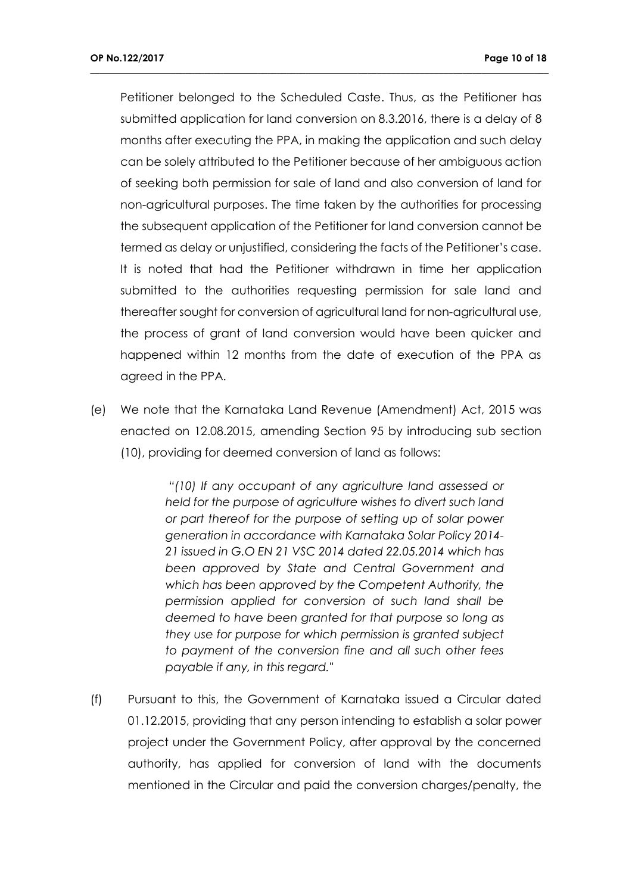Petitioner belonged to the Scheduled Caste. Thus, as the Petitioner has submitted application for land conversion on 8.3.2016, there is a delay of 8 months after executing the PPA, in making the application and such delay can be solely attributed to the Petitioner because of her ambiguous action of seeking both permission for sale of land and also conversion of land for non-agricultural purposes. The time taken by the authorities for processing the subsequent application of the Petitioner for land conversion cannot be termed as delay or unjustified, considering the facts of the Petitioner's case. It is noted that had the Petitioner withdrawn in time her application submitted to the authorities requesting permission for sale land and thereafter sought for conversion of agricultural land for non-agricultural use, the process of grant of land conversion would have been quicker and happened within 12 months from the date of execution of the PPA as agreed in the PPA.

(e) We note that the Karnataka Land Revenue (Amendment) Act, 2015 was enacted on 12.08.2015, amending Section 95 by introducing sub section (10), providing for deemed conversion of land as follows:

> *"(10) If any occupant of any agriculture land assessed or held for the purpose of agriculture wishes to divert such land or part thereof for the purpose of setting up of solar power generation in accordance with Karnataka Solar Policy 2014-21 issued in G.O EN 21 VSC 2014 dated 22.05.2014 which has been approved by State and Central Government and which has been approved by the Competent Authority, the permission applied for conversion of such land shall be deemed to have been granted for that purpose so long as they use for purpose for which permission is granted subject to payment of the conversion fine and all such other fees payable if any, in this regard."*

(f) Pursuant to this, the Government of Karnataka issued a Circular dated 01.12.2015, providing that any person intending to establish a solar power project under the Government Policy, after approval by the concerned authority, has applied for conversion of land with the documents mentioned in the Circular and paid the conversion charges/penalty, the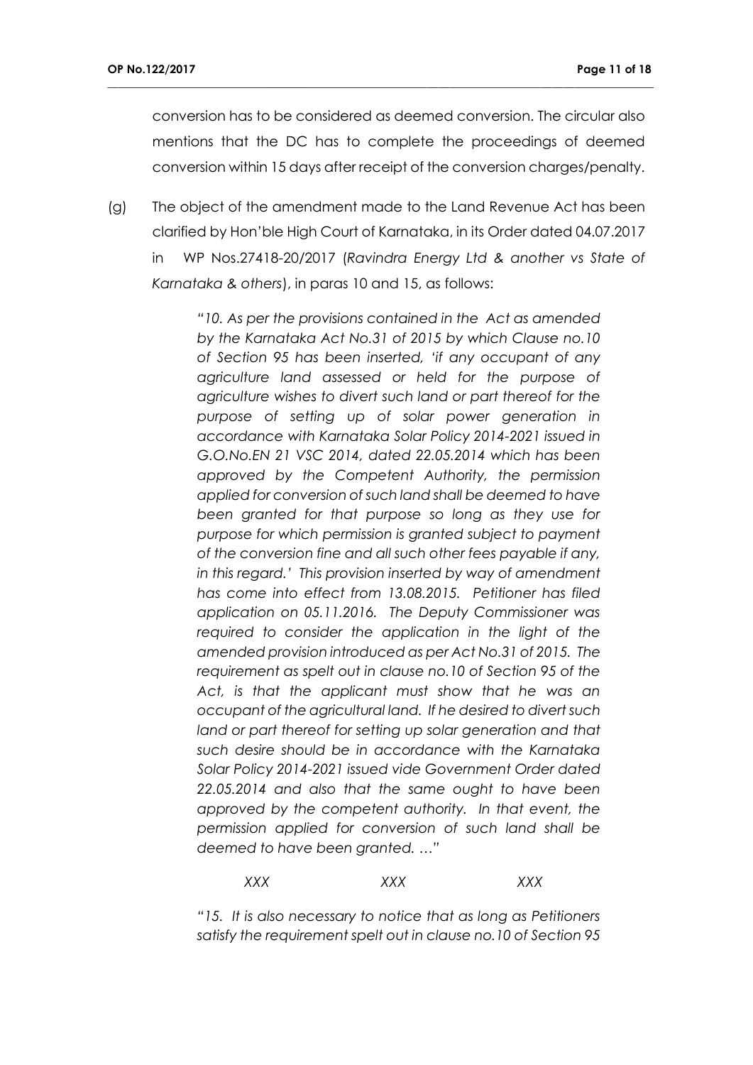conversion has to be considered as deemed conversion. The circular also mentions that the DC has to complete the proceedings of deemed conversion within 15 days after receipt of the conversion charges/penalty.

(g) The object of the amendment made to the Land Revenue Act has been clarified by Hon'ble High Court of Karnataka, in its Order dated 04.07.2017 in WP Nos.27418-20/2017 (*Ravindra Energy Ltd & another vs State of Karnataka & others*), in paras 10 and 15, as follows:

> *"10. As per the provisions contained in the Act as amended by the Karnataka Act No.31 of 2015 by which Clause no.10 of Section 95 has been inserted, 'if any occupant of any agriculture land assessed or held for the purpose of agriculture wishes to divert such land or part thereof for the purpose of setting up of solar power generation in accordance with Karnataka Solar Policy 2014-2021 issued in G.O.No.EN 21 VSC 2014, dated 22.05.2014 which has been approved by the Competent Authority, the permission applied for conversion of such land shall be deemed to have been granted for that purpose so long as they use for purpose for which permission is granted subject to payment of the conversion fine and all such other fees payable if any, in this regard.' This provision inserted by way of amendment has come into effect from 13.08.2015. Petitioner has filed application on 05.11.2016. The Deputy Commissioner was required to consider the application in the light of the amended provision introduced as per Act No.31 of 2015. The requirement as spelt out in clause no.10 of Section 95 of the Act, is that the applicant must show that he was an occupant of the agricultural land. If he desired to divert such land or part thereof for setting up solar generation and that such desire should be in accordance with the Karnataka Solar Policy 2014-2021 issued vide Government Order dated 22.05.2014 and also that the same ought to have been approved by the competent authority. In that event, the permission applied for conversion of such land shall be deemed to have been granted. …"*
>
> *XXX XXX XXX*
>
> *"15. It is also necessary to notice that as long as Petitioners satisfy the requirement spelt out in clause no.10 of Section 95*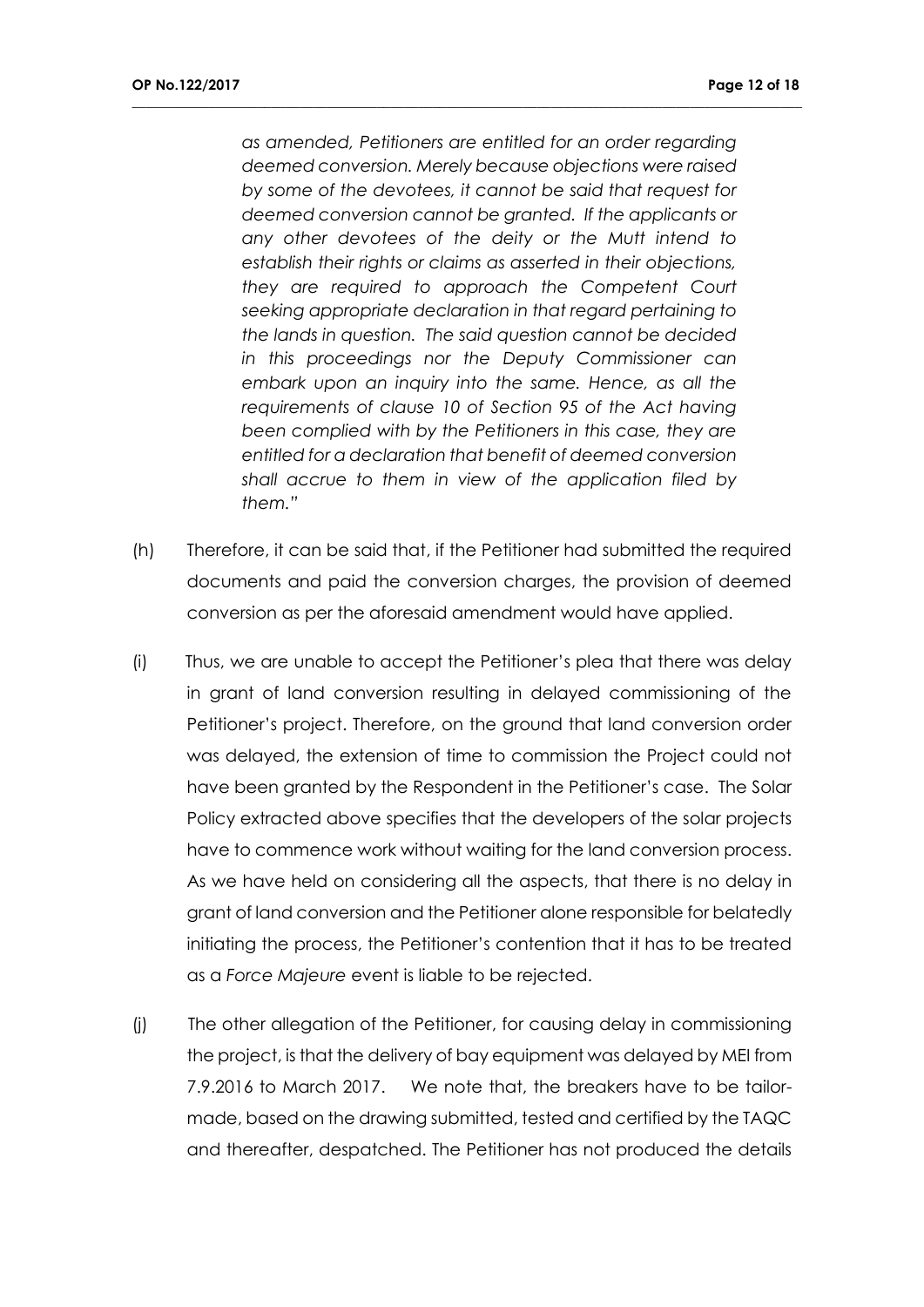*as amended, Petitioners are entitled for an order regarding deemed conversion. Merely because objections were raised by some of the devotees, it cannot be said that request for deemed conversion cannot be granted. If the applicants or any other devotees of the deity or the Mutt intend to establish their rights or claims as asserted in their objections, they are required to approach the Competent Court seeking appropriate declaration in that regard pertaining to the lands in question. The said question cannot be decided in this proceedings nor the Deputy Commissioner can embark upon an inquiry into the same. Hence, as all the requirements of clause 10 of Section 95 of the Act having been complied with by the Petitioners in this case, they are entitled for a declaration that benefit of deemed conversion shall accrue to them in view of the application filed by them."*

(h) Therefore, it can be said that, if the Petitioner had submitted the required documents and paid the conversion charges, the provision of deemed conversion as per the aforesaid amendment would have applied.

(i) Thus, we are unable to accept the Petitioner's plea that there was delay in grant of land conversion resulting in delayed commissioning of the Petitioner's project. Therefore, on the ground that land conversion order was delayed, the extension of time to commission the Project could not have been granted by the Respondent in the Petitioner's case. The Solar Policy extracted above specifies that the developers of the solar projects have to commence work without waiting for the land conversion process. As we have held on considering all the aspects, that there is no delay in grant of land conversion and the Petitioner alone responsible for belatedly initiating the process, the Petitioner's contention that it has to be treated as a *Force Majeure* event is liable to be rejected.

(j) The other allegation of the Petitioner, for causing delay in commissioning the project, is that the delivery of bay equipment was delayed by MEI from 7.9.2016 to March 2017. We note that, the breakers have to be tailor-made, based on the drawing submitted, tested and certified by the TAQC and thereafter, despatched. The Petitioner has not produced the details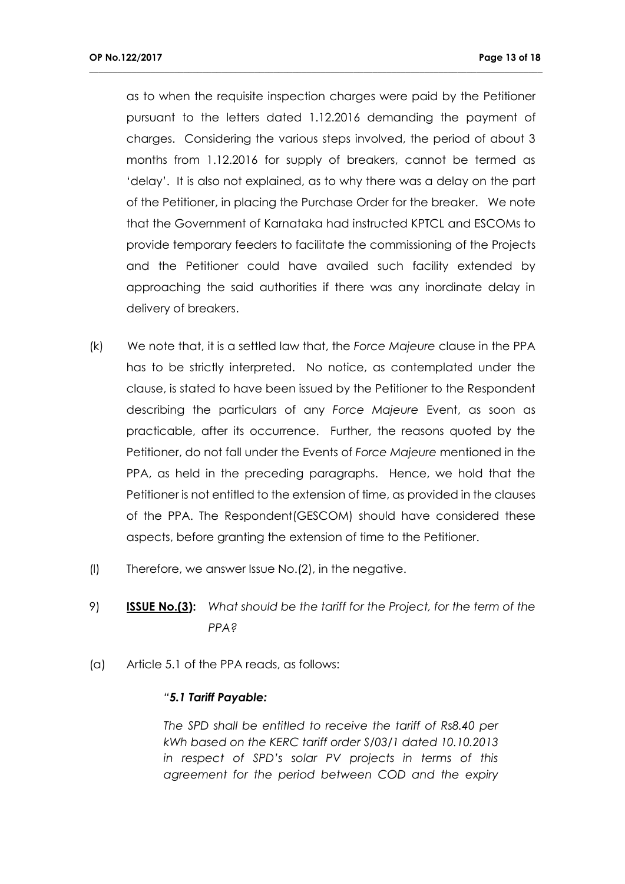as to when the requisite inspection charges were paid by the Petitioner pursuant to the letters dated 1.12.2016 demanding the payment of charges. Considering the various steps involved, the period of about 3 months from 1.12.2016 for supply of breakers, cannot be termed as 'delay'. It is also not explained, as to why there was a delay on the part of the Petitioner, in placing the Purchase Order for the breaker. We note that the Government of Karnataka had instructed KPTCL and ESCOMs to provide temporary feeders to facilitate the commissioning of the Projects and the Petitioner could have availed such facility extended by approaching the said authorities if there was any inordinate delay in delivery of breakers.

(k) We note that, it is a settled law that, the *Force Majeure* clause in the PPA has to be strictly interpreted. No notice, as contemplated under the clause, is stated to have been issued by the Petitioner to the Respondent describing the particulars of any *Force Majeure* Event, as soon as practicable, after its occurrence. Further, the reasons quoted by the Petitioner, do not fall under the Events of *Force Majeure* mentioned in the PPA, as held in the preceding paragraphs. Hence, we hold that the Petitioner is not entitled to the extension of time, as provided in the clauses of the PPA. The Respondent(GESCOM) should have considered these aspects, before granting the extension of time to the Petitioner.

(l) Therefore, we answer Issue No.(2), in the negative.

9) **ISSUE No.(3):** *What should be the tariff for the Project, for the term of the PPA?*

(a) Article 5.1 of the PPA reads, as follows:

> *"**5.1 Tariff Payable:***
>
> *The SPD shall be entitled to receive the tariff of Rs8.40 per kWh based on the KERC tariff order S/03/1 dated 10.10.2013 in respect of SPD's solar PV projects in terms of this agreement for the period between COD and the expiry*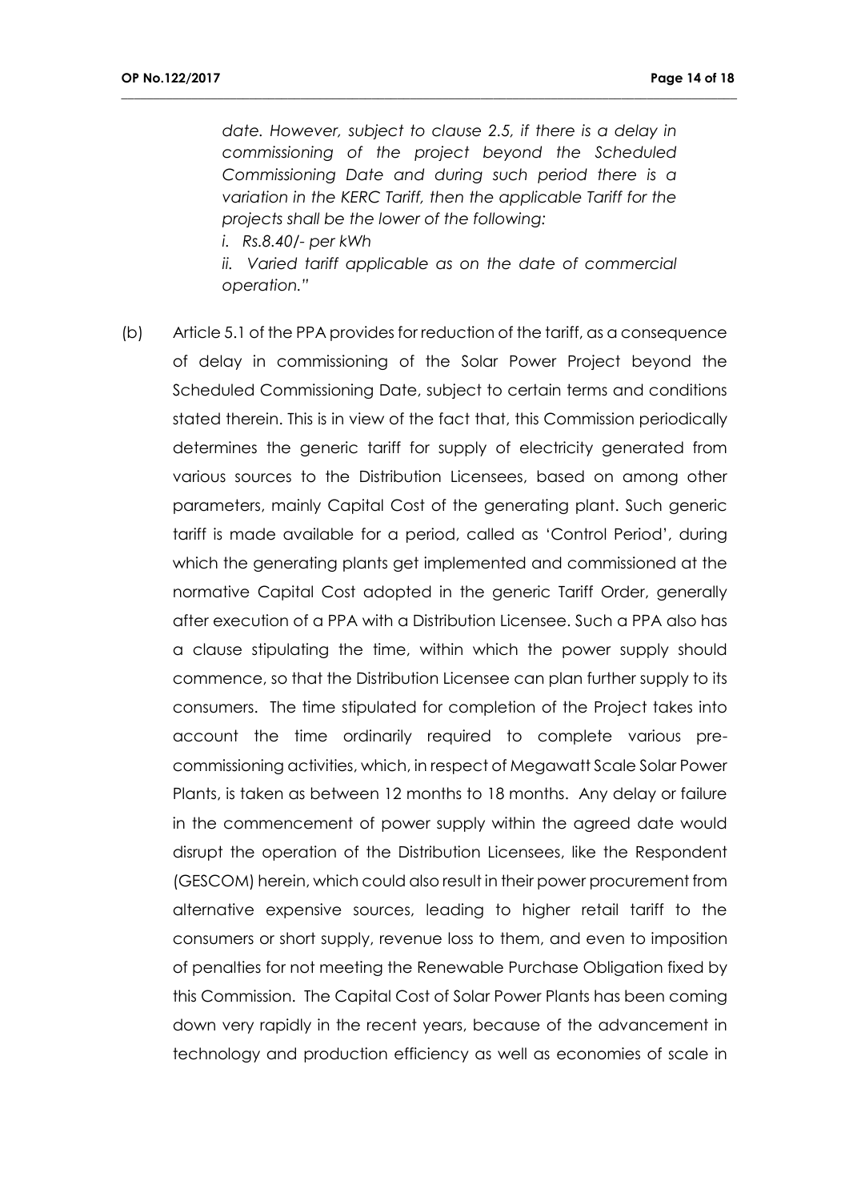*date. However, subject to clause 2.5, if there is a delay in commissioning of the project beyond the Scheduled Commissioning Date and during such period there is a variation in the KERC Tariff, then the applicable Tariff for the projects shall be the lower of the following:*

*i. Rs.8.40/- per kWh*

*ii. Varied tariff applicable as on the date of commercial operation."*

(b) Article 5.1 of the PPA provides for reduction of the tariff, as a consequence of delay in commissioning of the Solar Power Project beyond the Scheduled Commissioning Date, subject to certain terms and conditions stated therein. This is in view of the fact that, this Commission periodically determines the generic tariff for supply of electricity generated from various sources to the Distribution Licensees, based on among other parameters, mainly Capital Cost of the generating plant. Such generic tariff is made available for a period, called as 'Control Period', during which the generating plants get implemented and commissioned at the normative Capital Cost adopted in the generic Tariff Order, generally after execution of a PPA with a Distribution Licensee. Such a PPA also has a clause stipulating the time, within which the power supply should commence, so that the Distribution Licensee can plan further supply to its consumers. The time stipulated for completion of the Project takes into account the time ordinarily required to complete various pre-commissioning activities, which, in respect of Megawatt Scale Solar Power Plants, is taken as between 12 months to 18 months. Any delay or failure in the commencement of power supply within the agreed date would disrupt the operation of the Distribution Licensees, like the Respondent (GESCOM) herein, which could also result in their power procurement from alternative expensive sources, leading to higher retail tariff to the consumers or short supply, revenue loss to them, and even to imposition of penalties for not meeting the Renewable Purchase Obligation fixed by this Commission. The Capital Cost of Solar Power Plants has been coming down very rapidly in the recent years, because of the advancement in technology and production efficiency as well as economies of scale in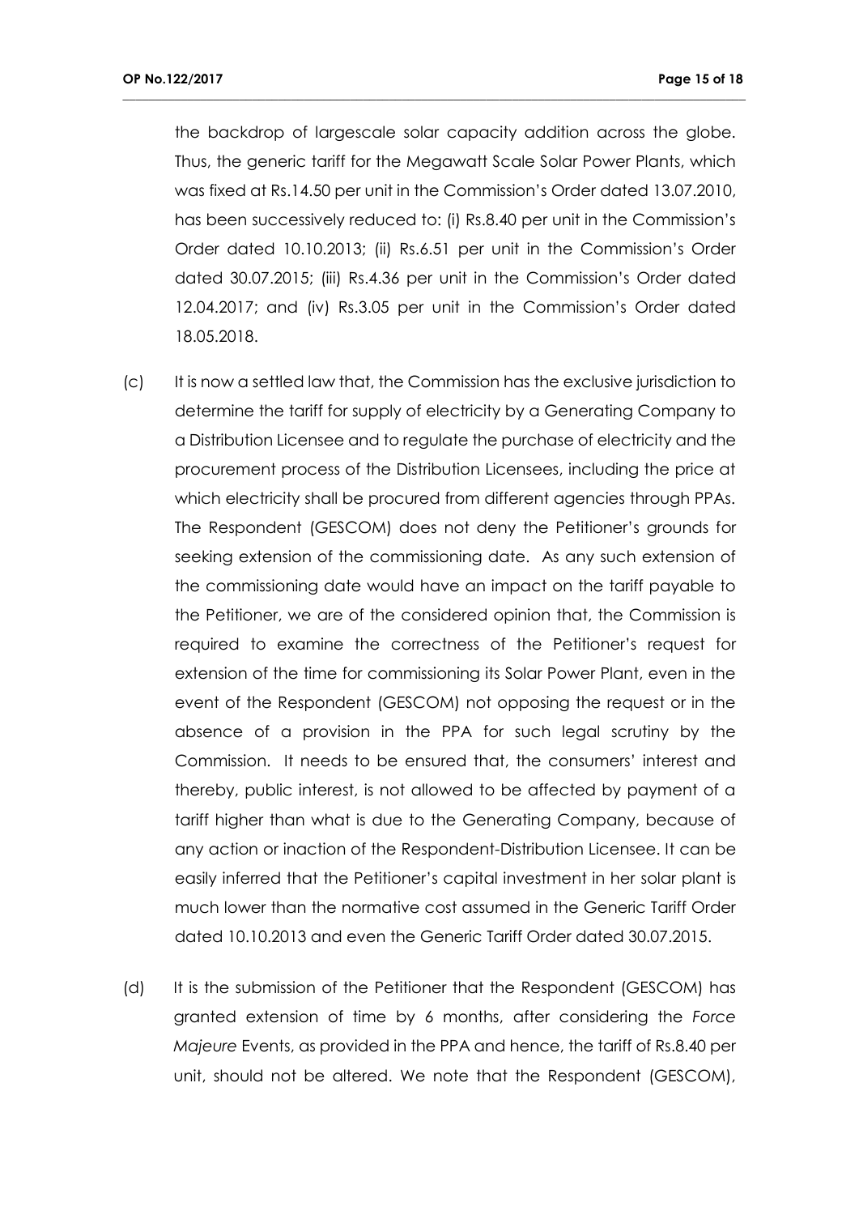the backdrop of largescale solar capacity addition across the globe. Thus, the generic tariff for the Megawatt Scale Solar Power Plants, which was fixed at Rs.14.50 per unit in the Commission's Order dated 13.07.2010, has been successively reduced to: (i) Rs.8.40 per unit in the Commission's Order dated 10.10.2013; (ii) Rs.6.51 per unit in the Commission's Order dated 30.07.2015; (iii) Rs.4.36 per unit in the Commission's Order dated 12.04.2017; and (iv) Rs.3.05 per unit in the Commission's Order dated 18.05.2018.

(c) It is now a settled law that, the Commission has the exclusive jurisdiction to determine the tariff for supply of electricity by a Generating Company to a Distribution Licensee and to regulate the purchase of electricity and the procurement process of the Distribution Licensees, including the price at which electricity shall be procured from different agencies through PPAs. The Respondent (GESCOM) does not deny the Petitioner's grounds for seeking extension of the commissioning date. As any such extension of the commissioning date would have an impact on the tariff payable to the Petitioner, we are of the considered opinion that, the Commission is required to examine the correctness of the Petitioner's request for extension of the time for commissioning its Solar Power Plant, even in the event of the Respondent (GESCOM) not opposing the request or in the absence of a provision in the PPA for such legal scrutiny by the Commission. It needs to be ensured that, the consumers' interest and thereby, public interest, is not allowed to be affected by payment of a tariff higher than what is due to the Generating Company, because of any action or inaction of the Respondent-Distribution Licensee. It can be easily inferred that the Petitioner's capital investment in her solar plant is much lower than the normative cost assumed in the Generic Tariff Order dated 10.10.2013 and even the Generic Tariff Order dated 30.07.2015.

(d) It is the submission of the Petitioner that the Respondent (GESCOM) has granted extension of time by 6 months, after considering the *Force Majeure* Events, as provided in the PPA and hence, the tariff of Rs.8.40 per unit, should not be altered. We note that the Respondent (GESCOM),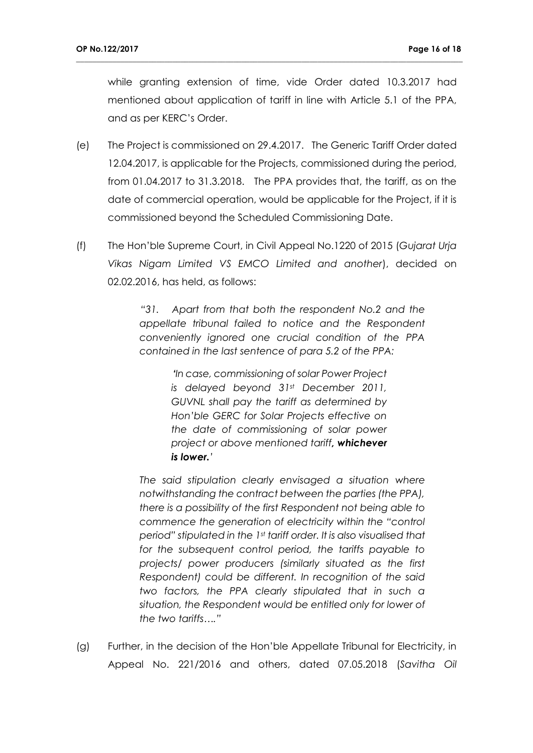while granting extension of time, vide Order dated 10.3.2017 had mentioned about application of tariff in line with Article 5.1 of the PPA, and as per KERC's Order.

(e) The Project is commissioned on 29.4.2017. The Generic Tariff Order dated 12.04.2017, is applicable for the Projects, commissioned during the period, from 01.04.2017 to 31.3.2018. The PPA provides that, the tariff, as on the date of commercial operation, would be applicable for the Project, if it is commissioned beyond the Scheduled Commissioning Date.

(f) The Hon'ble Supreme Court, in Civil Appeal No.1220 of 2015 (*Gujarat Urja Vikas Nigam Limited VS EMCO Limited and another*), decided on 02.02.2016, has held, as follows:

> *"31. Apart from that both the respondent No.2 and the appellate tribunal failed to notice and the Respondent conveniently ignored one crucial condition of the PPA contained in the last sentence of para 5.2 of the PPA:*
>
> > *'In case, commissioning of solar Power Project is delayed beyond 31st December 2011, GUVNL shall pay the tariff as determined by Hon'ble GERC for Solar Projects effective on the date of commissioning of solar power project or above mentioned tariff, **whichever is lower.**'*
>
> *The said stipulation clearly envisaged a situation where notwithstanding the contract between the parties (the PPA), there is a possibility of the first Respondent not being able to commence the generation of electricity within the "control period" stipulated in the 1st tariff order. It is also visualised that for the subsequent control period, the tariffs payable to projects/ power producers (similarly situated as the first Respondent) could be different. In recognition of the said two factors, the PPA clearly stipulated that in such a situation, the Respondent would be entitled only for lower of the two tariffs…."*

(g) Further, in the decision of the Hon'ble Appellate Tribunal for Electricity, in Appeal No. 221/2016 and others, dated 07.05.2018 (*Savitha Oil*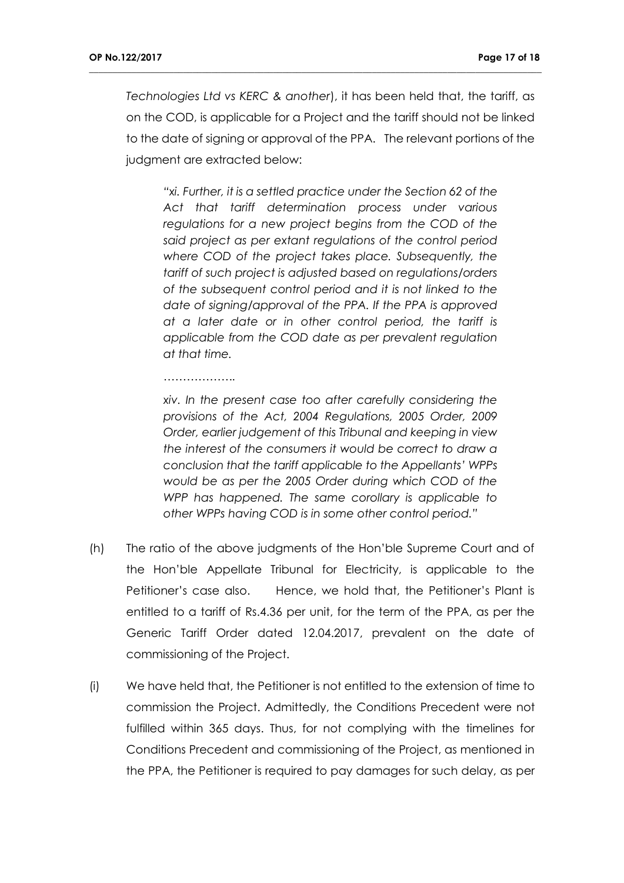*Technologies Ltd vs KERC & another*), it has been held that, the tariff, as on the COD, is applicable for a Project and the tariff should not be linked to the date of signing or approval of the PPA. The relevant portions of the judgment are extracted below:

> *"xi. Further, it is a settled practice under the Section 62 of the Act that tariff determination process under various regulations for a new project begins from the COD of the said project as per extant regulations of the control period where COD of the project takes place. Subsequently, the tariff of such project is adjusted based on regulations/orders of the subsequent control period and it is not linked to the date of signing/approval of the PPA. If the PPA is approved at a later date or in other control period, the tariff is applicable from the COD date as per prevalent regulation at that time.*
>
> ……………….
>
> *xiv. In the present case too after carefully considering the provisions of the Act, 2004 Regulations, 2005 Order, 2009 Order, earlier judgement of this Tribunal and keeping in view the interest of the consumers it would be correct to draw a conclusion that the tariff applicable to the Appellants' WPPs would be as per the 2005 Order during which COD of the WPP has happened. The same corollary is applicable to other WPPs having COD is in some other control period."*

(h) The ratio of the above judgments of the Hon'ble Supreme Court and of the Hon'ble Appellate Tribunal for Electricity, is applicable to the Petitioner's case also. Hence, we hold that, the Petitioner's Plant is entitled to a tariff of Rs.4.36 per unit, for the term of the PPA, as per the Generic Tariff Order dated 12.04.2017, prevalent on the date of commissioning of the Project.

(i) We have held that, the Petitioner is not entitled to the extension of time to commission the Project. Admittedly, the Conditions Precedent were not fulfilled within 365 days. Thus, for not complying with the timelines for Conditions Precedent and commissioning of the Project, as mentioned in the PPA, the Petitioner is required to pay damages for such delay, as per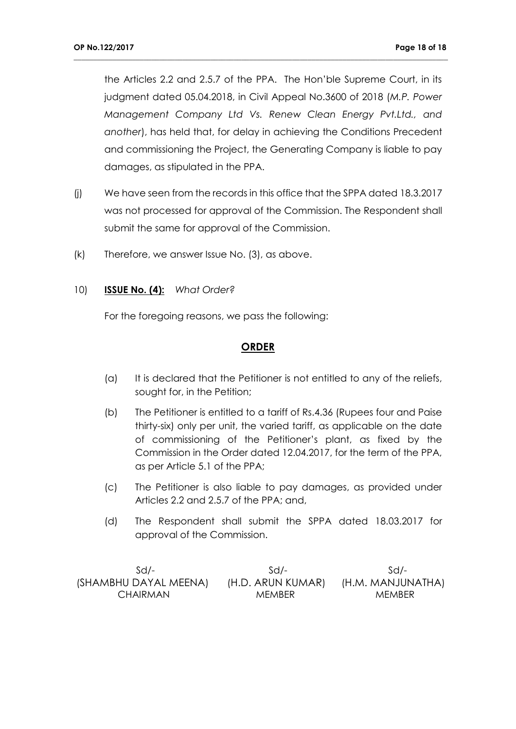the Articles 2.2 and 2.5.7 of the PPA. The Hon'ble Supreme Court, in its judgment dated 05.04.2018, in Civil Appeal No.3600 of 2018 (*M.P. Power Management Company Ltd Vs. Renew Clean Energy Pvt.Ltd., and another*), has held that, for delay in achieving the Conditions Precedent and commissioning the Project, the Generating Company is liable to pay damages, as stipulated in the PPA.

(j) We have seen from the records in this office that the SPPA dated 18.3.2017 was not processed for approval of the Commission. The Respondent shall submit the same for approval of the Commission.

(k) Therefore, we answer Issue No. (3), as above.

10) **ISSUE No. (4):** *What Order?*

For the foregoing reasons, we pass the following:

## ORDER

(a) It is declared that the Petitioner is not entitled to any of the reliefs, sought for, in the Petition;

(b) The Petitioner is entitled to a tariff of Rs.4.36 (Rupees four and Paise thirty-six) only per unit, the varied tariff, as applicable on the date of commissioning of the Petitioner's plant, as fixed by the Commission in the Order dated 12.04.2017, for the term of the PPA, as per Article 5.1 of the PPA;

(c) The Petitioner is also liable to pay damages, as provided under Articles 2.2 and 2.5.7 of the PPA; and,

(d) The Respondent shall submit the SPPA dated 18.03.2017 for approval of the Commission.

| | | |
|---|---|---|
| Sd/- | Sd/- | Sd/- |
| (SHAMBHU DAYAL MEENA) | (H.D. ARUN KUMAR) | (H.M. MANJUNATHA) |
| CHAIRMAN | MEMBER | MEMBER |